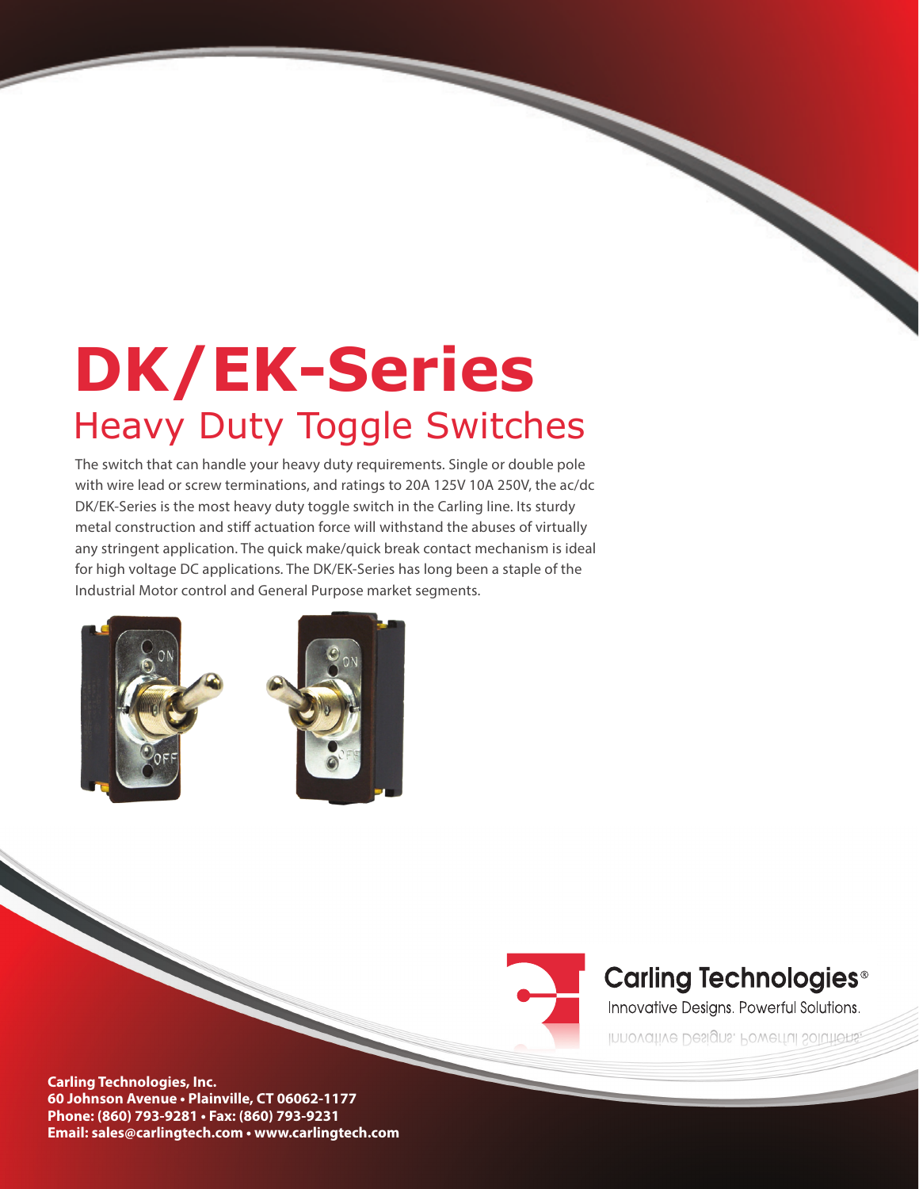# DK/EK-Series

## Heavy Duty Toggle Switches

The switch that can handle your heavy duty requirements. Single or double pole with wire lead or screw terminations, and ratings to 20A 125V 10A 250V, the ac/dc DK/EK-Series is the most heavy duty toggle switch in the Carling line. Its sturdy metal construction and stiff actuation force will withstand the abuses of virtually any stringent application. The quick make/quick break contact mechanism is ideal for high voltage DC applications. The DK/EK-Series has long been a staple of the Industrial Motor control and General Purpose market segments.

Carling Technologies®

Innovative Designs. Powerful Solutions.

**Carling Technologies, Inc.**
**60 Johnson Avenue • Plainville, CT 06062-1177**
**Phone: (860) 793-9281 • Fax: (860) 793-9231**
**Email: sales@carlingtech.com • www.carlingtech.com**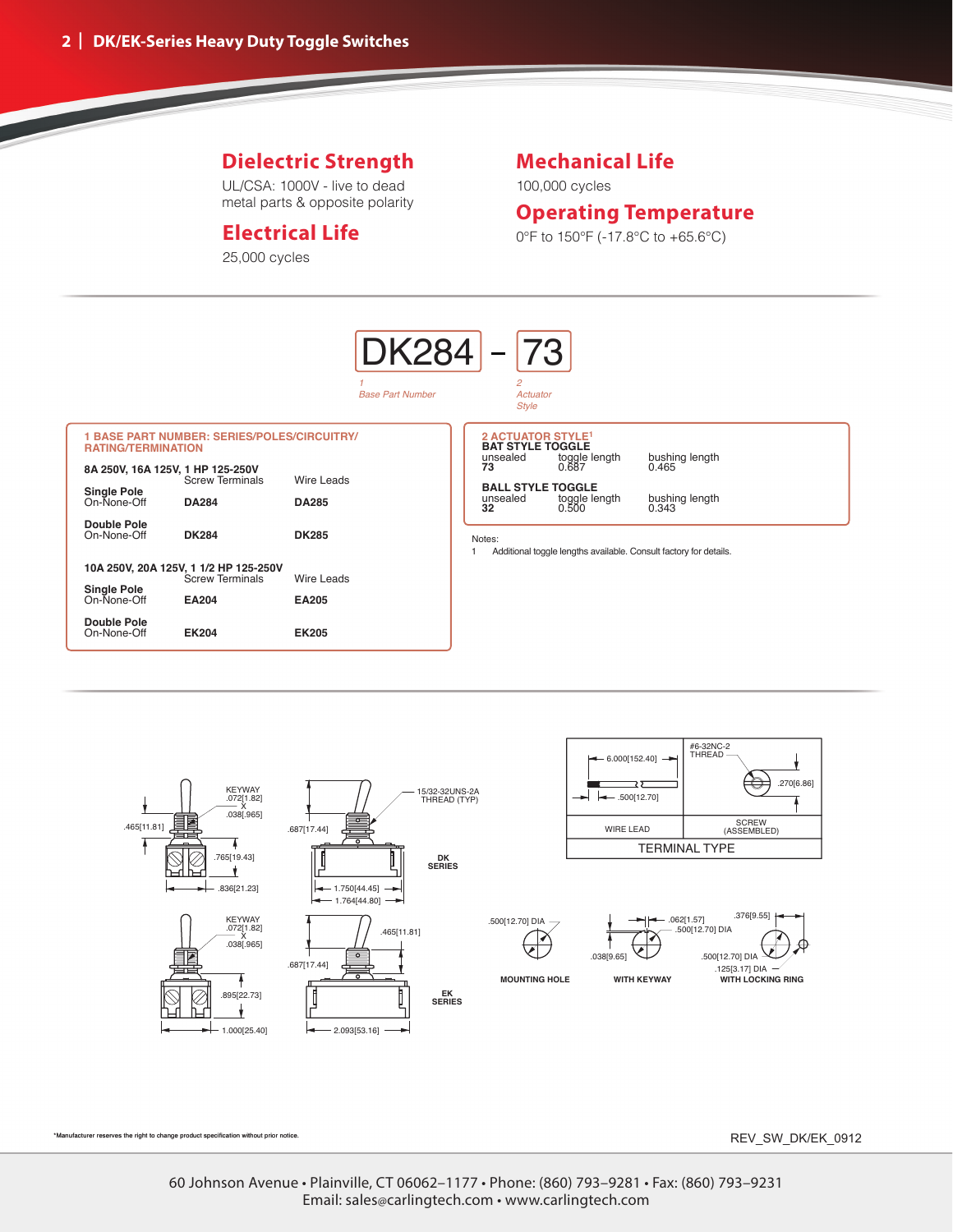## Dielectric Strength

UL/CSA: 1000V - live to dead metal parts & opposite polarity

## Electrical Life

25,000 cycles

## Mechanical Life

100,000 cycles

## Operating Temperature

0°F to 150°F (-17.8°C to +65.6°C)

---

DK284 – 73

*1 Base Part Number* *2 Actuator Style*

### 1 BASE PART NUMBER: SERIES/POLES/CIRCUITRY/ RATING/TERMINATION

**8A 250V, 16A 125V, 1 HP 125-250V**

| | Screw Terminals | Wire Leads |
|---|---|---|
| **Single Pole** On-None-Off | **DA284** | **DA285** |
| **Double Pole** On-None-Off | **DK284** | **DK285** |

**10A 250V, 20A 125V, 1 1/2 HP 125-250V**

| | Screw Terminals | Wire Leads |
|---|---|---|
| **Single Pole** On-None-Off | **EA204** | **EA205** |
| **Double Pole** On-None-Off | **EK204** | **EK205** |

### 2 ACTUATOR STYLE[1]

**BAT STYLE TOGGLE**

| unsealed | toggle length | bushing length |
|---|---|---|
| **73** | 0.687 | 0.465 |

**BALL STYLE TOGGLE**

| unsealed | toggle length | bushing length |
|---|---|---|
| **32** | 0.500 | 0.343 |

Notes:
1 Additional toggle lengths available. Consult factory for details.

---

KEYWAY .072[1.82] X .038[.965]
.465[11.81]
.765[19.43]
.836[21.23]
.687[17.44]
15/32-32UNS-2A THREAD (TYP)
1.750[44.45]
1.764[44.80]
DK SERIES

KEYWAY .072[1.82] X .038[.965]
.895[22.73]
1.000[25.40]
.687[17.44]
.465[11.81]
2.093[53.16]
EK SERIES

6.000[152.40]
.500[12.70]
WIRE LEAD
#6-32NC-2 THREAD
.270[6.86]
SCREW (ASSEMBLED)
TERMINAL TYPE

.500[12.70] DIA
MOUNTING HOLE

.062[1.57]
.500[12.70] DIA
.038[9.65]
WITH KEYWAY

.376[9.55]
.500[12.70] DIA
.125[3.17] DIA
WITH LOCKING RING

*Manufacturer reserves the right to change product specification without prior notice.

REV_SW_DK/EK_0912

60 Johnson Avenue • Plainville, CT 06062–1177 • Phone: (860) 793–9281 • Fax: (860) 793–9231
Email: sales@carlingtech.com • www.carlingtech.com